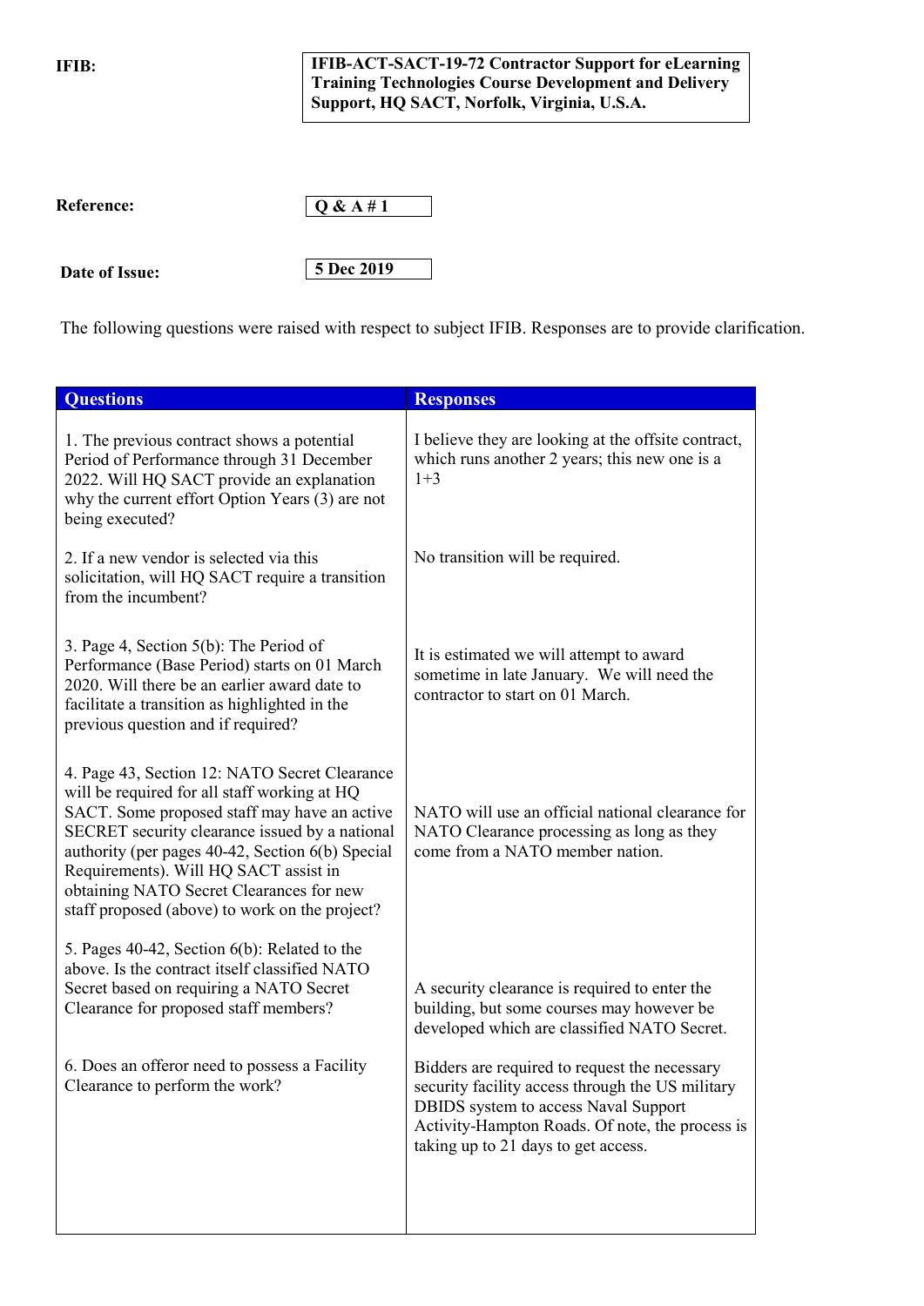**IFIB:** **IFIB-ACT-SACT-19-72 Contractor Support for eLearning Training Technologies Course Development and Delivery Support, HQ SACT, Norfolk, Virginia, U.S.A.**

**Reference:** **Q & A # 1**

**Date of Issue:** **5 Dec 2019**

The following questions were raised with respect to subject IFIB. Responses are to provide clarification.

| Questions | Responses |
|---|---|
| 1. The previous contract shows a potential Period of Performance through 31 December 2022. Will HQ SACT provide an explanation why the current effort Option Years (3) are not being executed? | I believe they are looking at the offsite contract, which runs another 2 years; this new one is a 1+3 |
| 2. If a new vendor is selected via this solicitation, will HQ SACT require a transition from the incumbent? | No transition will be required. |
| 3. Page 4, Section 5(b): The Period of Performance (Base Period) starts on 01 March 2020. Will there be an earlier award date to facilitate a transition as highlighted in the previous question and if required? | It is estimated we will attempt to award sometime in late January. We will need the contractor to start on 01 March. |
| 4. Page 43, Section 12: NATO Secret Clearance will be required for all staff working at HQ SACT. Some proposed staff may have an active SECRET security clearance issued by a national authority (per pages 40-42, Section 6(b) Special Requirements). Will HQ SACT assist in obtaining NATO Secret Clearances for new staff proposed (above) to work on the project? | NATO will use an official national clearance for NATO Clearance processing as long as they come from a NATO member nation. |
| 5. Pages 40-42, Section 6(b): Related to the above. Is the contract itself classified NATO Secret based on requiring a NATO Secret Clearance for proposed staff members? | A security clearance is required to enter the building, but some courses may however be developed which are classified NATO Secret. |
| 6. Does an offeror need to possess a Facility Clearance to perform the work? | Bidders are required to request the necessary security facility access through the US military DBIDS system to access Naval Support Activity-Hampton Roads. Of note, the process is taking up to 21 days to get access. |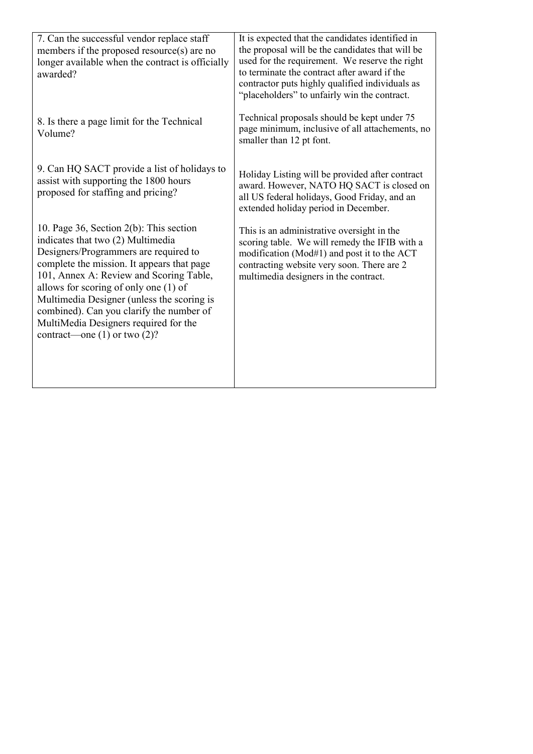| | |
|---|---|
| 7. Can the successful vendor replace staff members if the proposed resource(s) are no longer available when the contract is officially awarded? | It is expected that the candidates identified in the proposal will be the candidates that will be used for the requirement. We reserve the right to terminate the contract after award if the contractor puts highly qualified individuals as "placeholders" to unfairly win the contract. |
| 8. Is there a page limit for the Technical Volume? | Technical proposals should be kept under 75 page minimum, inclusive of all attachements, no smaller than 12 pt font. |
| 9. Can HQ SACT provide a list of holidays to assist with supporting the 1800 hours proposed for staffing and pricing? | Holiday Listing will be provided after contract award. However, NATO HQ SACT is closed on all US federal holidays, Good Friday, and an extended holiday period in December. |
| 10. Page 36, Section 2(b): This section indicates that two (2) Multimedia Designers/Programmers are required to complete the mission. It appears that page 101, Annex A: Review and Scoring Table, allows for scoring of only one (1) of Multimedia Designer (unless the scoring is combined). Can you clarify the number of MultiMedia Designers required for the contract—one (1) or two (2)? | This is an administrative oversight in the scoring table. We will remedy the IFIB with a modification (Mod#1) and post it to the ACT contracting website very soon. There are 2 multimedia designers in the contract. |